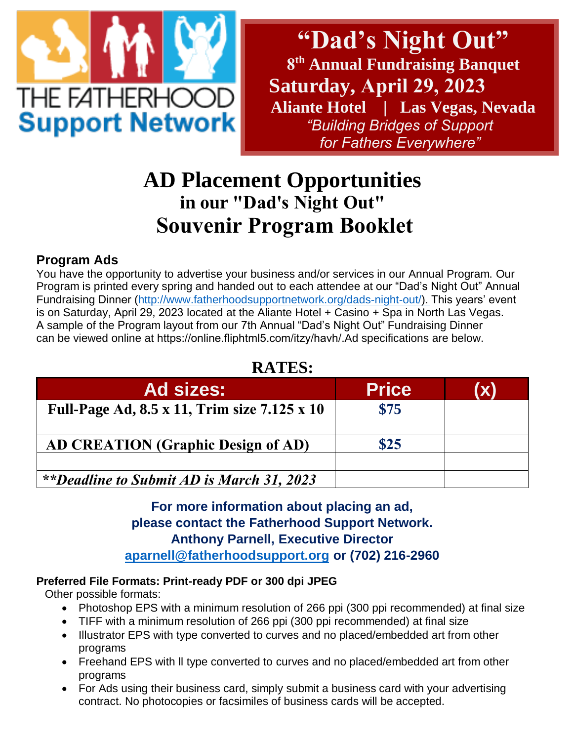THE FATHERHOOD
**Support Network**

# "Dad's Night Out"

**8th Annual Fundraising Banquet**

**Saturday, April 29, 2023**

**Aliante Hotel | Las Vegas, Nevada**

*"Building Bridges of Support for Fathers Everywhere"*

# AD Placement Opportunities
## in our "Dad's Night Out"
# Souvenir Program Booklet

### Program Ads

You have the opportunity to advertise your business and/or services in our Annual Program. Our Program is printed every spring and handed out to each attendee at our "Dad's Night Out" Annual Fundraising Dinner (http://www.fatherhoodsupportnetwork.org/dads-night-out/). This years' event is on Saturday, April 29, 2023 located at the Aliante Hotel + Casino + Spa in North Las Vegas. A sample of the Program layout from our 7th Annual "Dad's Night Out" Fundraising Dinner can be viewed online at https://online.fliphtml5.com/itzy/havh/.Ad specifications are below.

## RATES:

| Ad sizes: | Price | (x) |
|---|---|---|
| **Full-Page Ad, 8.5 x 11, Trim size 7.125 x 10** | **$75** | |
| **AD CREATION (Graphic Design of AD)** | **$25** | |
| | | |
| ***\*\*Deadline to Submit AD is March 31, 2023*** | | |

**For more information about placing an ad, please contact the Fatherhood Support Network.**
**Anthony Parnell, Executive Director**
**aparnell@fatherhoodsupport.org or (702) 216-2960**

**Preferred File Formats: Print-ready PDF or 300 dpi JPEG**

Other possible formats:

- Photoshop EPS with a minimum resolution of 266 ppi (300 ppi recommended) at final size
- TIFF with a minimum resolution of 266 ppi (300 ppi recommended) at final size
- Illustrator EPS with type converted to curves and no placed/embedded art from other programs
- Freehand EPS with ll type converted to curves and no placed/embedded art from other programs
- For Ads using their business card, simply submit a business card with your advertising contract. No photocopies or facsimiles of business cards will be accepted.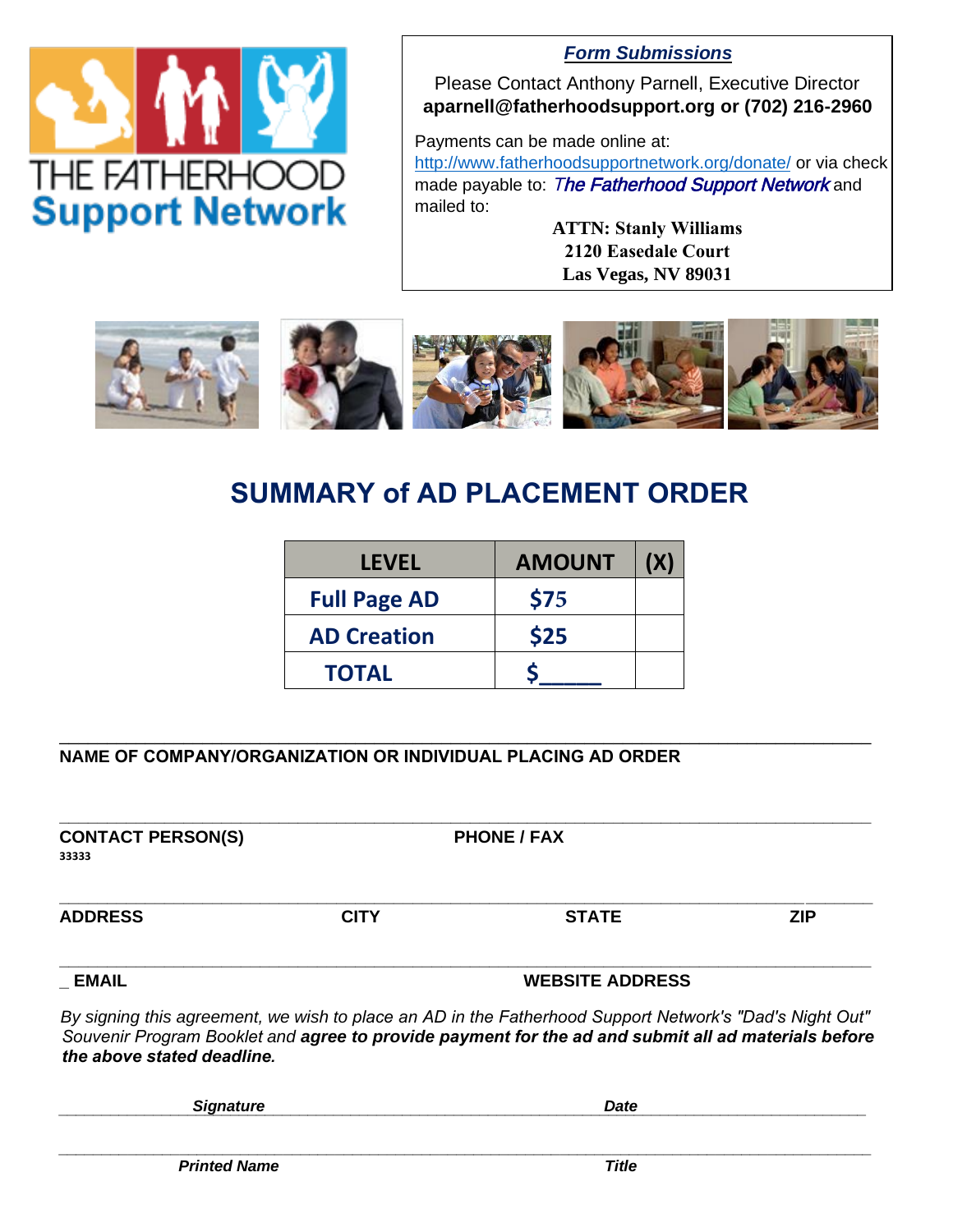THE FATHERHOOD Support Network

***Form Submissions***

Please Contact Anthony Parnell, Executive Director
**aparnell@fatherhoodsupport.org or (702) 216-2960**

Payments can be made online at:
http://www.fatherhoodsupportnetwork.org/donate/ or via check made payable to: *The Fatherhood Support Network* and mailed to:

**ATTN: Stanly Williams**
**2120 Easedale Court**
**Las Vegas, NV 89031**

# SUMMARY of AD PLACEMENT ORDER

| LEVEL | AMOUNT | (X) |
|---|---|---|
| **Full Page AD** | **$75** | |
| **AD Creation** | **$25** | |
| **TOTAL** | **$_____** | |

______________________________________________________________________________

**NAME OF COMPANY/ORGANIZATION OR INDIVIDUAL PLACING AD ORDER**

______________________________________________________________________________

**CONTACT PERSON(S)** **PHONE / FAX**
33333

______________________________________________________________________________

**ADDRESS** **CITY** **STATE** **ZIP**

______________________________________________________________________________

_ **EMAIL** **WEBSITE ADDRESS**

*By signing this agreement, we wish to place an AD in the Fatherhood Support Network's "Dad's Night Out" Souvenir Program Booklet and* ***agree to provide payment for the ad and submit all ad materials before the above stated deadline.***

______________________________________________________________________________

***Signature*** ***Date***

______________________________________________________________________________

***Printed Name*** ***Title***